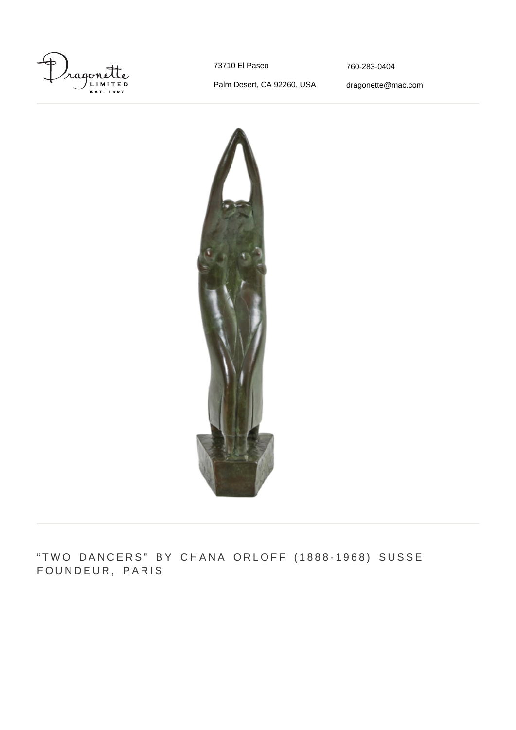Dragonette LIMITED EST. 1997

73710 El Paseo

Palm Desert, CA 92260, USA

760-283-0404

dragonette@mac.com

# "TWO DANCERS" BY CHANA ORLOFF (1888-1968) SUSSE FOUNDEUR, PARIS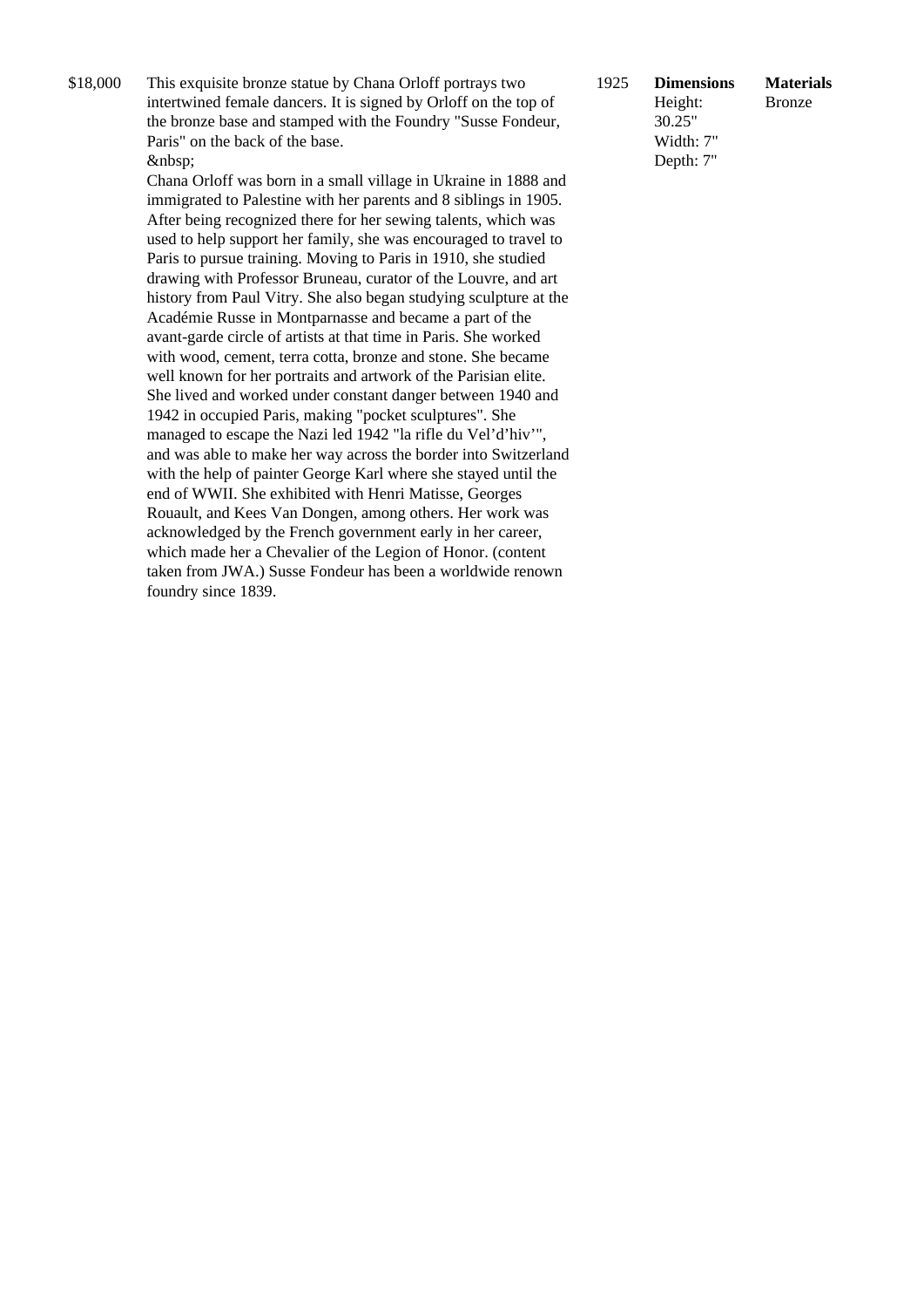| | | | | |
|---|---|---|---|---|
| $18,000 | This exquisite bronze statue by Chana Orloff portrays two intertwined female dancers. It is signed by Orloff on the top of the bronze base and stamped with the Foundry "Susse Fondeur, Paris" on the back of the base.<br>&nbsp;<br>Chana Orloff was born in a small village in Ukraine in 1888 and immigrated to Palestine with her parents and 8 siblings in 1905. After being recognized there for her sewing talents, which was used to help support her family, she was encouraged to travel to Paris to pursue training. Moving to Paris in 1910, she studied drawing with Professor Bruneau, curator of the Louvre, and art history from Paul Vitry. She also began studying sculpture at the Académie Russe in Montparnasse and became a part of the avant-garde circle of artists at that time in Paris. She worked with wood, cement, terra cotta, bronze and stone. She became well known for her portraits and artwork of the Parisian elite. She lived and worked under constant danger between 1940 and 1942 in occupied Paris, making "pocket sculptures". She managed to escape the Nazi led 1942 "la rifle du Vel'd'hiv'", and was able to make her way across the border into Switzerland with the help of painter George Karl where she stayed until the end of WWII. She exhibited with Henri Matisse, Georges Rouault, and Kees Van Dongen, among others. Her work was acknowledged by the French government early in her career, which made her a Chevalier of the Legion of Honor. (content taken from JWA.) Susse Fondeur has been a worldwide renown foundry since 1839. | 1925 | **Dimensions**<br>Height: 30.25"<br>Width: 7"<br>Depth: 7" | **Materials**<br>Bronze |